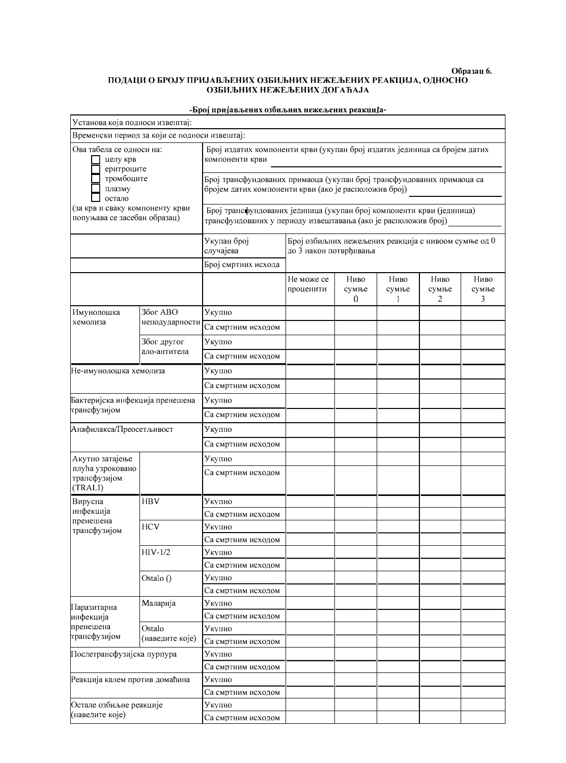Образац 6.

## ПОДАЦИ О БРОЈУ ПРИЈАВЉЕНИХ ОЗБИЉНИХ НЕЖЕЉЕНИХ РЕАКЦИЈА, ОДНОСНО ОЗБИЉНИХ НЕЖЕЉЕНИХ ДОГАЂАЈА

**-Број пријављених озбиљних нежељених реакција-**

| Установа која подноси извештај: | | | | | | | |
|---|---|---|---|---|---|---|---|
| Временски период за који се подноси извештај: | | | | | | | |
| Ова табела се односи на: ☐ целу крв ☐ еритроците ☐ тромбоците ☐ плазму ☐ остало (за крв и сваку компоненту крви попуњава се засебан образац) | | Број издатих компоненти крви (укупан број издатих јединица са бројем датих компоненти крви ______ | | | | | |
| | | Број трансфундованих прималаца (укупан број трансфундованих прималаца са бројем датих компоненти крви (ако је расположив број) ______ | | | | | |
| | | Број трансфундованих јединица (укупан број компоненти крви (јединица) трансфундованих у периоду извештавања (ако је расположив број) ______ | | | | | |
| | | Укупан број случајева | Број озбиљних нежељених реакција с нивоом сумње од 0 до 3 након потврђивања | | | | |
| | | Број смртних исхода | | | | | |
| | | | Не може се проценити | Ниво сумње 0 | Ниво сумње 1 | Ниво сумње 2 | Ниво сумње 3 |
| Имунолошка хемолиза | Због АВО неподударности | Укупно | | | | | |
| | | Са смртним исходом | | | | | |
| | Због другог ало-антитела | Укупно | | | | | |
| | | Са смртним исходом | | | | | |
| Не-имунолошка хемолиза | | Укупно | | | | | |
| | | Са смртним исходом | | | | | |
| Бактеријска инфекција пренешена трансфузијом | | Укупно | | | | | |
| | | Са смртним исходом | | | | | |
| Анафилакса/Преосетљивост | | Укупно | | | | | |
| | | Са смртним исходом | | | | | |
| Акутно затајење плућа узроковано трансфузијом (TRALI) | | Укупно | | | | | |
| | | Са смртним исходом | | | | | |
| Вирусна инфекција пренешена трансфузијом | HBV | Укупно | | | | | |
| | | Са смртним исходом | | | | | |
| | HCV | Укупно | | | | | |
| | | Са смртним исходом | | | | | |
| | HIV-1/2 | Укупно | | | | | |
| | | Са смртним исходом | | | | | |
| | Ostalo () | Укупно | | | | | |
| | | Са смртним исходом | | | | | |
| Паразитарна инфекција пренешена трансфузијом | Маларија | Укупно | | | | | |
| | | Са смртним исходом | | | | | |
| | Ostalo (наведите које) | Укупно | | | | | |
| | | Са смртним исходом | | | | | |
| Послетрансфузијска пурпура | | Укупно | | | | | |
| | | Са смртним исходом | | | | | |
| Реакција калем против домаћина | | Укупно | | | | | |
| | | Са смртним исходом | | | | | |
| Остале озбиљне реакције (наведите које) | | Укупно | | | | | |
| | | Са смртним исходом | | | | | |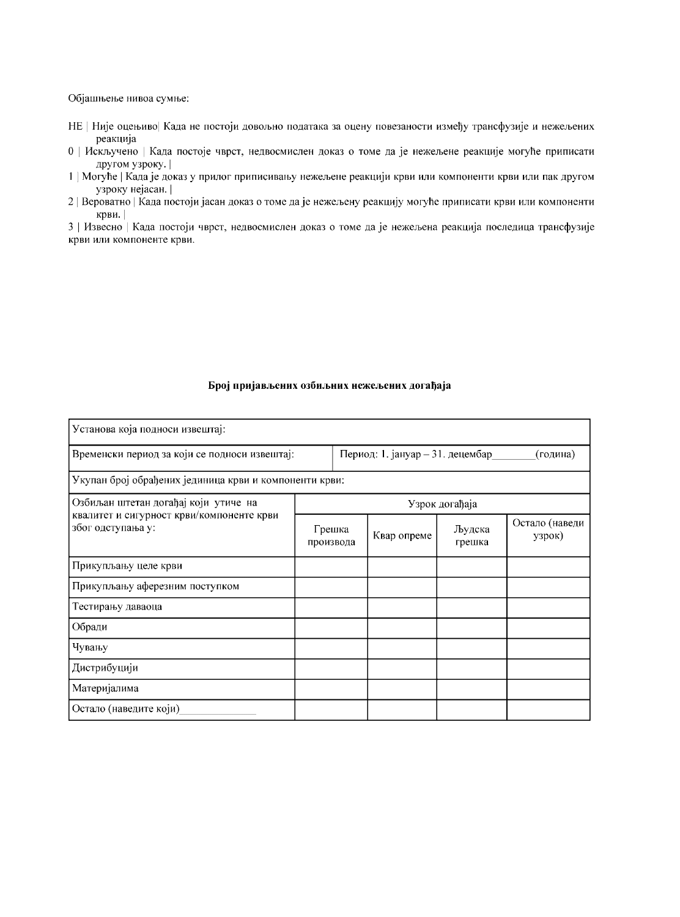Објашњење нивоа сумње:

НЕ | Није оцењиво| Када не постоји довољно података за оцену повезаности између трансфузије и нежељених реакција

0 | Искључено | Када постоје чврст, недвосмислен доказ о томе да је нежељене реакције могуће приписати другом узроку. |

1 | Могуће | Када је доказ у прилог приписивању нежељене реакцији крви или компоненти крви или пак другом узроку нејасан. |

2 | Вероватно | Када постоји јасан доказ о томе да је нежељену реакцију могуће приписати крви или компоненти крви. |

3 | Извесно | Када постоји чврст, недвосмислен доказ о томе да је нежељена реакција последица трансфузије крви или компоненте крви.

**Број пријављених озбиљних нежељених догађаја**

| Установа која подноси извештај: | | | | |
|---|---|---|---|---|
| Временски период за који се подноси извештај: | Период: 1. јануар – 31. децембар________(година) | | | |
| Укупан број обрађених јединица крви и компоненти крви: | | | | |
| Озбиљан штетан догађај који утиче на квалитет и сигурност крви/компоненте крви због одступања у: | Узрок догађаја | | | |
| | Грешка производа | Квар опреме | Људска грешка | Остало (наведи узрок) |
| Прикупљању целе крви | | | | |
| Прикупљању аферезним поступком | | | | |
| Тестирању даваоца | | | | |
| Обради | | | | |
| Чувању | | | | |
| Дистрибуцији | | | | |
| Материјалима | | | | |
| Остало (наведите који)_____________ | | | | |